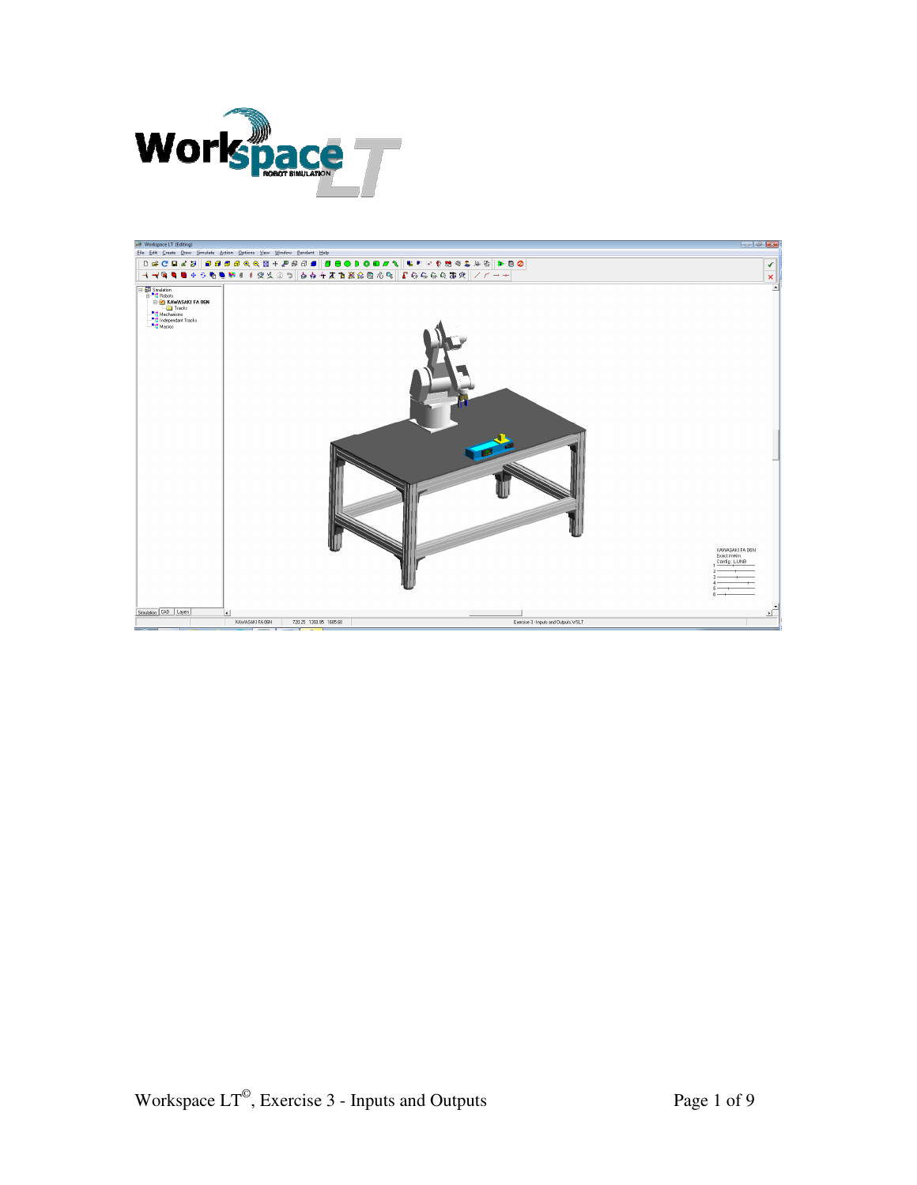# Workspace LT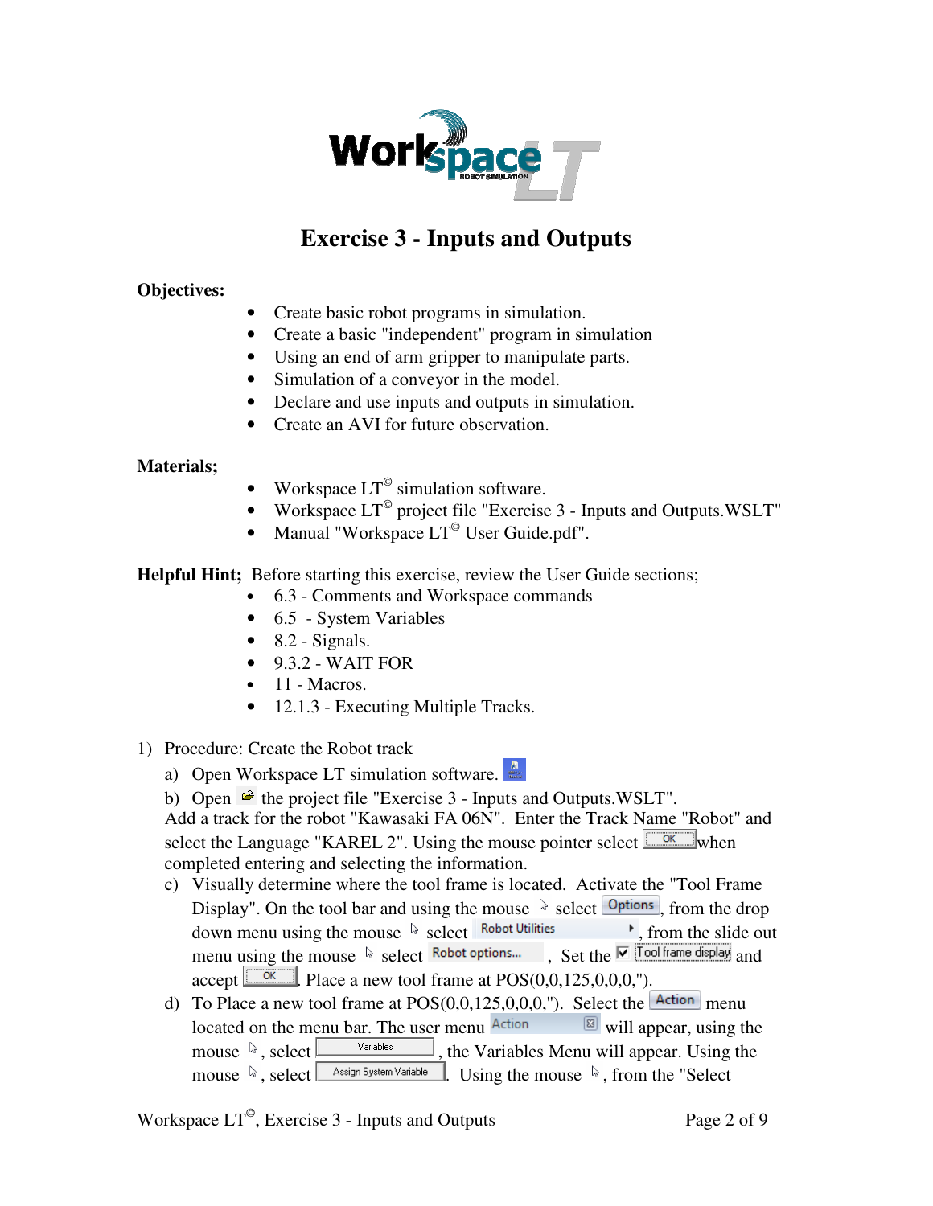# Exercise 3 - Inputs and Outputs

**Objectives:**

- Create basic robot programs in simulation.
- Create a basic "independent" program in simulation
- Using an end of arm gripper to manipulate parts.
- Simulation of a conveyor in the model.
- Declare and use inputs and outputs in simulation.
- Create an AVI for future observation.

**Materials;**

- Workspace LT© simulation software.
- Workspace LT© project file "Exercise 3 - Inputs and Outputs.WSLT"
- Manual "Workspace LT© User Guide.pdf".

**Helpful Hint;** Before starting this exercise, review the User Guide sections;

- 6.3 - Comments and Workspace commands
- 6.5 - System Variables
- 8.2 - Signals.
- 9.3.2 - WAIT FOR
- 11 - Macros.
- 12.1.3 - Executing Multiple Tracks.

1) Procedure: Create the Robot track
   a) Open Workspace LT simulation software.
   b) Open the project file "Exercise 3 - Inputs and Outputs.WSLT".
   Add a track for the robot "Kawasaki FA 06N". Enter the Track Name "Robot" and select the Language "KAREL 2". Using the mouse pointer select OK when completed entering and selecting the information.
   c) Visually determine where the tool frame is located. Activate the "Tool Frame Display". On the tool bar and using the mouse select Options, from the drop down menu using the mouse select Robot Utilities, from the slide out menu using the mouse select Robot options..., Set the ☑ Tool frame display and accept OK. Place a new tool frame at POS(0,0,125,0,0,0,'').
   d) To Place a new tool frame at POS(0,0,125,0,0,0,''). Select the Action menu located on the menu bar. The user menu Action will appear, using the mouse, select Variables, the Variables Menu will appear. Using the mouse, select Assign System Variable. Using the mouse, from the "Select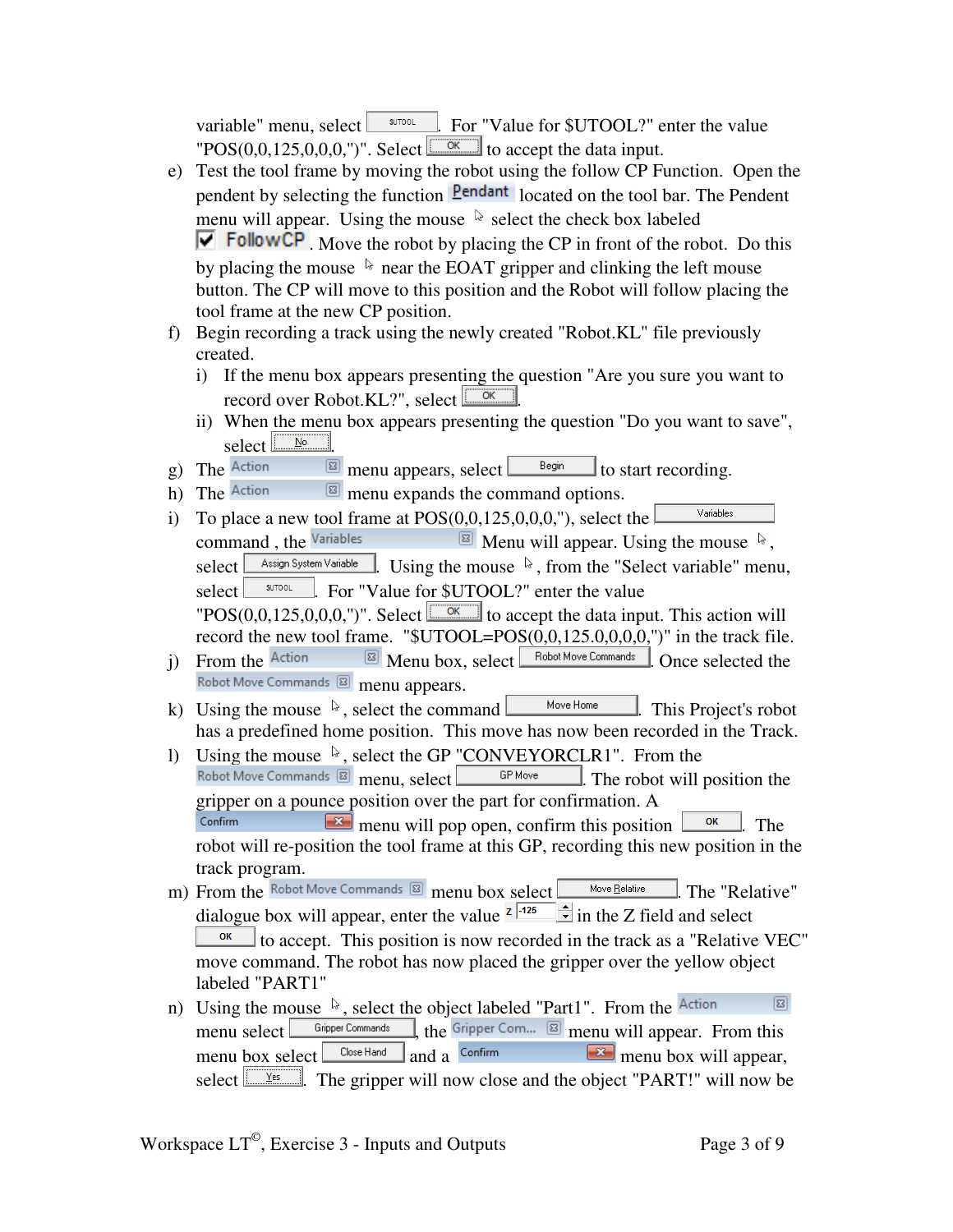variable" menu, select $UTOOL. For "Value for $UTOOL?" enter the value "POS(0,0,125,0,0,0,")". Select OK to accept the data input.

e) Test the tool frame by moving the robot using the follow CP Function. Open the pendent by selecting the function Pendant located on the tool bar. The Pendent menu will appear. Using the mouse select the check box labeled FollowCP. Move the robot by placing the CP in front of the robot. Do this by placing the mouse near the EOAT gripper and clinking the left mouse button. The CP will move to this position and the Robot will follow placing the tool frame at the new CP position.

f) Begin recording a track using the newly created "Robot.KL" file previously created.
   i) If the menu box appears presenting the question "Are you sure you want to record over Robot.KL?", select OK.
   ii) When the menu box appears presenting the question "Do you want to save", select No.

g) The Action menu appears, select Begin to start recording.

h) The Action menu expands the command options.

i) To place a new tool frame at POS(0,0,125,0,0,0,"), select the Variables command , the Variables Menu will appear. Using the mouse, select Assign System Variable. Using the mouse, from the "Select variable" menu, select $UTOOL. For "Value for $UTOOL?" enter the value "POS(0,0,125,0,0,0,")". Select OK to accept the data input. This action will record the new tool frame. "$UTOOL=POS(0,0,125.0,0,0,0,")" in the track file.

j) From the Action Menu box, select Robot Move Commands. Once selected the Robot Move Commands menu appears.

k) Using the mouse, select the command Move Home. This Project's robot has a predefined home position. This move has now been recorded in the Track.

l) Using the mouse, select the GP "CONVEYORCLR1". From the Robot Move Commands menu, select GP Move. The robot will position the gripper on a pounce position over the part for confirmation. A Confirm menu will pop open, confirm this position OK. The robot will re-position the tool frame at this GP, recording this new position in the track program.

m) From the Robot Move Commands menu box select Move Relative. The "Relative" dialogue box will appear, enter the value Z -125 in the Z field and select OK to accept. This position is now recorded in the track as a "Relative VEC" move command. The robot has now placed the gripper over the yellow object labeled "PART1"

n) Using the mouse, select the object labeled "Part1". From the Action menu select Gripper Commands, the Gripper Com... menu will appear. From this menu box select Close Hand and a Confirm menu box will appear, select Yes. The gripper will now close and the object "PART!" will now be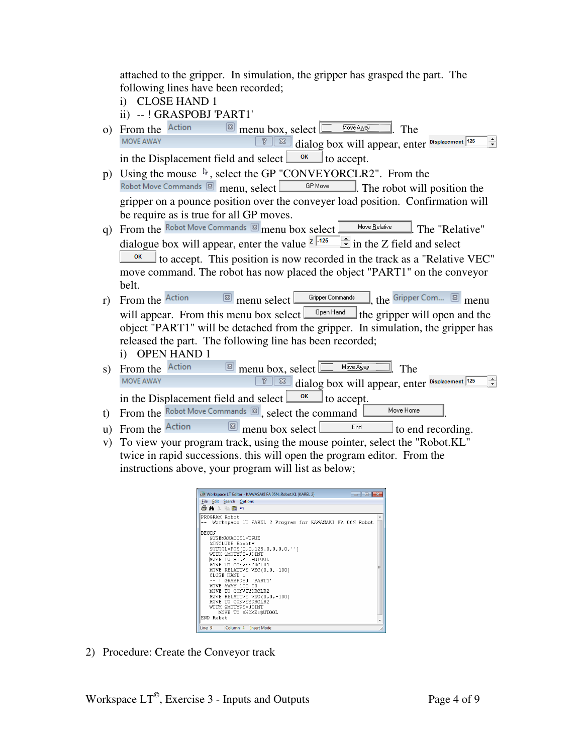attached to the gripper. In simulation, the gripper has grasped the part. The following lines have been recorded;

i) CLOSE HAND 1

ii) -- ! GRASPOBJ 'PART1'

o) From the Action menu box, select Move Away. The MOVE AWAY dialog box will appear, enter Displacement 125 in the Displacement field and select OK to accept.

p) Using the mouse, select the GP "CONVEYORCLR2". From the Robot Move Commands menu, select GP Move. The robot will position the gripper on a pounce position over the conveyer load position. Confirmation will be require as is true for all GP moves.

q) From the Robot Move Commands menu box select Move Relative. The "Relative" dialogue box will appear, enter the value Z -125 in the Z field and select OK to accept. This position is now recorded in the track as a "Relative VEC" move command. The robot has now placed the object "PART1" on the conveyor belt.

r) From the Action menu select Gripper Commands, the Gripper Com... menu will appear. From this menu box select Open Hand the gripper will open and the object "PART1" will be detached from the gripper. In simulation, the gripper has released the part. The following line has been recorded;

i) OPEN HAND 1

s) From the Action menu box, select Move Away. The MOVE AWAY dialog box will appear, enter Displacement 125 in the Displacement field and select OK to accept.

t) From the Robot Move Commands, select the command Move Home.

u) From the Action menu box select End to end recording.

v) To view your program track, using the mouse pointer, select the "Robot.KL" twice in rapid successions. this will open the program editor. From the instructions above, your program will list as below;

```
PROGRAM Robot
--  Workspace LT KAREL 2 Program for KAWASAKI FA 06N Robot

BEGIN
  $USEMAXACCEL=TRUE
  %INCLUDE Robot#
  $UTOOL=POS(0.0,125.0,0.0,0.0,'')
  WITH $MOTYPE=JOINT
  MOVE TO $HOME:$UTOOL
  MOVE TO CONVEYORCLR1
  MOVE RELATIVE VEC(0.0,-100)
  CLOSE HAND 1
  -- ! GRASPOBJ 'PART1'
  MOVE AWAY 100.00
  MOVE TO CONVEYORCLR2
  MOVE RELATIVE VEC(0.0,-100)
  MOVE TO CONVEYORCLR2
  WITH $MOTYPE=JOINT
    MOVE TO $HOME:$UTOOL
END Robot
```

2) Procedure: Create the Conveyor track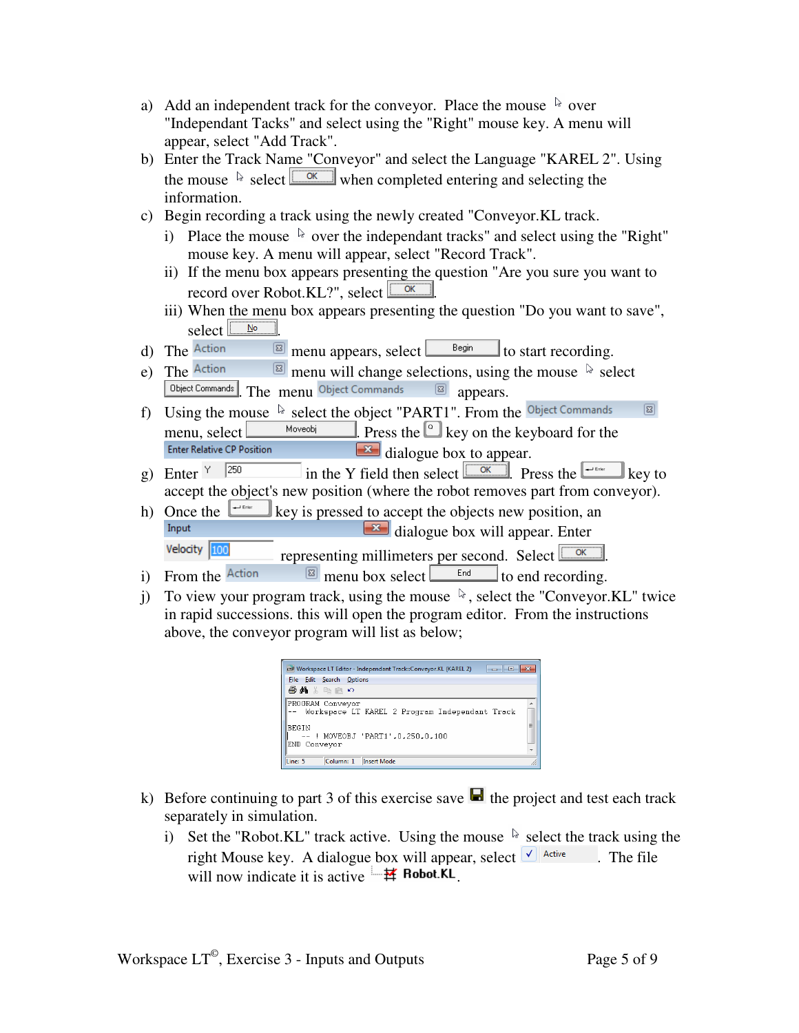a) Add an independent track for the conveyor. Place the mouse over "Independant Tacks" and select using the "Right" mouse key. A menu will appear, select "Add Track".

b) Enter the Track Name "Conveyor" and select the Language "KAREL 2". Using the mouse select OK when completed entering and selecting the information.

c) Begin recording a track using the newly created "Conveyor.KL track.

   i) Place the mouse over the independant tracks" and select using the "Right" mouse key. A menu will appear, select "Record Track".

   ii) If the menu box appears presenting the question "Are you sure you want to record over Robot.KL?", select OK.

   iii) When the menu box appears presenting the question "Do you want to save", select No.

d) The Action menu appears, select Begin to start recording.

e) The Action menu will change selections, using the mouse select Object Commands. The menu Object Commands appears.

f) Using the mouse select the object "PART1". From the Object Commands menu, select Moveobj. Press the O key on the keyboard for the Enter Relative CP Position dialogue box to appear.

g) Enter Y 250 in the Y field then select OK. Press the Enter key to accept the object's new position (where the robot removes part from conveyor).

h) Once the Enter key is pressed to accept the objects new position, an Input dialogue box will appear. Enter Velocity 100 representing millimeters per second. Select OK.

i) From the Action menu box select End to end recording.

j) To view your program track, using the mouse, select the "Conveyor.KL" twice in rapid successions. this will open the program editor. From the instructions above, the conveyor program will list as below;

```
PROGRAM Conveyor
-- Workspace LT KAREL 2 Program Independant Track

BEGIN
  -- ! MOVEOBJ 'PART1',0,250,0,100
END Conveyor
```

k) Before continuing to part 3 of this exercise save the project and test each track separately in simulation.

   i) Set the "Robot.KL" track active. Using the mouse select the track using the right Mouse key. A dialogue box will appear, select ✓ Active. The file will now indicate it is active Robot.KL.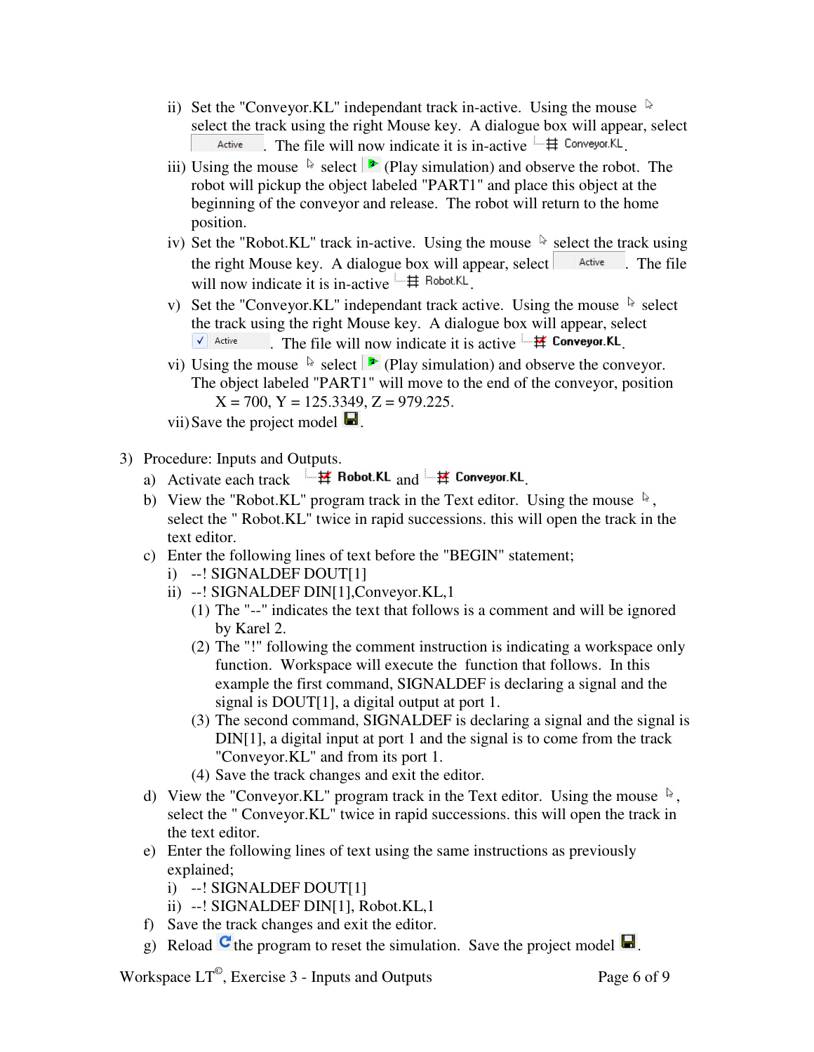ii) Set the "Conveyor.KL" independant track in-active. Using the mouse select the track using the right Mouse key. A dialogue box will appear, select Active. The file will now indicate it is in-active Conveyor.KL.

iii) Using the mouse select (Play simulation) and observe the robot. The robot will pickup the object labeled "PART1" and place this object at the beginning of the conveyor and release. The robot will return to the home position.

iv) Set the "Robot.KL" track in-active. Using the mouse select the track using the right Mouse key. A dialogue box will appear, select Active. The file will now indicate it is in-active Robot.KL.

v) Set the "Conveyor.KL" independant track active. Using the mouse select the track using the right Mouse key. A dialogue box will appear, select ✓ Active. The file will now indicate it is active **Conveyor.KL**.

vi) Using the mouse select (Play simulation) and observe the conveyor. The object labeled "PART1" will move to the end of the conveyor, position X = 700, Y = 125.3349, Z = 979.225.

vii) Save the project model.

3) Procedure: Inputs and Outputs.

a) Activate each track **Robot.KL** and **Conveyor.KL**.

b) View the "Robot.KL" program track in the Text editor. Using the mouse, select the " Robot.KL" twice in rapid successions. this will open the track in the text editor.

c) Enter the following lines of text before the "BEGIN" statement;

i) --! SIGNALDEF DOUT[1]

ii) --! SIGNALDEF DIN[1],Conveyor.KL,1

(1) The "--" indicates the text that follows is a comment and will be ignored by Karel 2.

(2) The "!" following the comment instruction is indicating a workspace only function. Workspace will execute the function that follows. In this example the first command, SIGNALDEF is declaring a signal and the signal is DOUT[1], a digital output at port 1.

(3) The second command, SIGNALDEF is declaring a signal and the signal is DIN[1], a digital input at port 1 and the signal is to come from the track "Conveyor.KL" and from its port 1.

(4) Save the track changes and exit the editor.

d) View the "Conveyor.KL" program track in the Text editor. Using the mouse, select the " Conveyor.KL" twice in rapid successions. this will open the track in the text editor.

e) Enter the following lines of text using the same instructions as previously explained;

i) --! SIGNALDEF DOUT[1]

ii) --! SIGNALDEF DIN[1], Robot.KL,1

f) Save the track changes and exit the editor.

g) Reload the program to reset the simulation. Save the project model.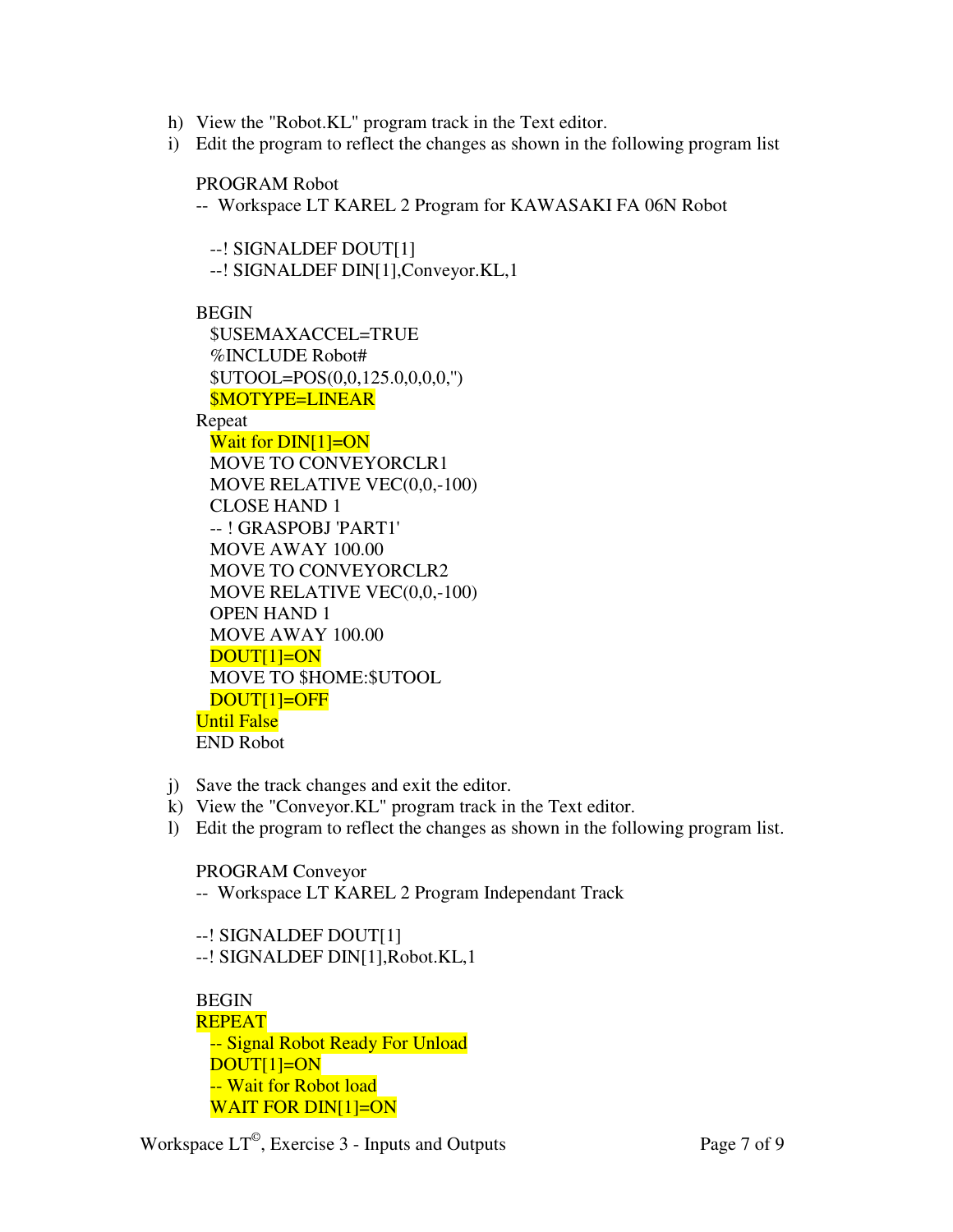h) View the "Robot.KL" program track in the Text editor.
i) Edit the program to reflect the changes as shown in the following program list

```
PROGRAM Robot
--  Workspace LT KAREL 2 Program for KAWASAKI FA 06N Robot

  --! SIGNALDEF DOUT[1]
  --! SIGNALDEF DIN[1],Conveyor.KL,1

BEGIN
  $USEMAXACCEL=TRUE
  %INCLUDE Robot#
  $UTOOL=POS(0,0,125.0,0,0,0,'')
  $MOTYPE=LINEAR
Repeat
  Wait for DIN[1]=ON
  MOVE TO CONVEYORCLR1
  MOVE RELATIVE VEC(0,0,-100)
  CLOSE HAND 1
  -- ! GRASPOBJ 'PART1'
  MOVE AWAY 100.00
  MOVE TO CONVEYORCLR2
  MOVE RELATIVE VEC(0,0,-100)
  OPEN HAND 1
  MOVE AWAY 100.00
  DOUT[1]=ON
  MOVE TO $HOME:$UTOOL
  DOUT[1]=OFF
Until False
END Robot
```

j) Save the track changes and exit the editor.
k) View the "Conveyor.KL" program track in the Text editor.
l) Edit the program to reflect the changes as shown in the following program list.

```
PROGRAM Conveyor
--  Workspace LT KAREL 2 Program Independant Track

--! SIGNALDEF DOUT[1]
--! SIGNALDEF DIN[1],Robot.KL,1

BEGIN
REPEAT
  -- Signal Robot Ready For Unload
  DOUT[1]=ON
  -- Wait for Robot load
  WAIT FOR DIN[1]=ON
```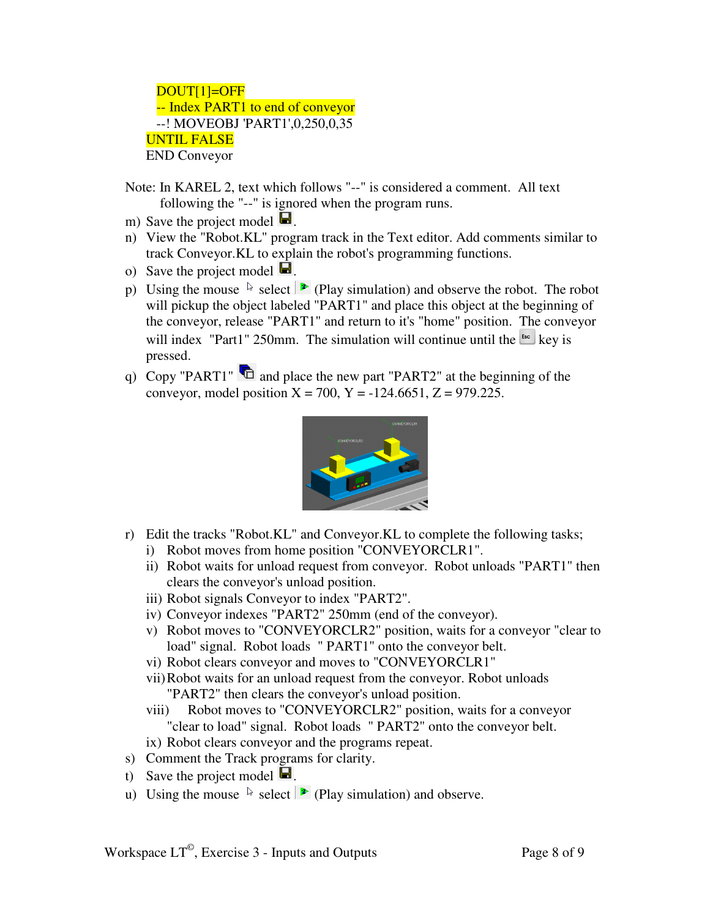```
    DOUT[1]=OFF
    -- Index PART1 to end of conveyor
    --! MOVEOBJ 'PART1',0,250,0,35
  UNTIL FALSE
  END Conveyor
```

Note: In KAREL 2, text which follows "--" is considered a comment. All text following the "--" is ignored when the program runs.

m) Save the project model.
n) View the "Robot.KL" program track in the Text editor. Add comments similar to track Conveyor.KL to explain the robot's programming functions.
o) Save the project model.
p) Using the mouse select (Play simulation) and observe the robot. The robot will pickup the object labeled "PART1" and place this object at the beginning of the conveyor, release "PART1" and return to it's "home" position. The conveyor will index "Part1" 250mm. The simulation will continue until the Esc key is pressed.
q) Copy "PART1" and place the new part "PART2" at the beginning of the conveyor, model position X = 700, Y = -124.6651, Z = 979.225.

r) Edit the tracks "Robot.KL" and Conveyor.KL to complete the following tasks;
   i) Robot moves from home position "CONVEYORCLR1".
   ii) Robot waits for unload request from conveyor. Robot unloads "PART1" then clears the conveyor's unload position.
   iii) Robot signals Conveyor to index "PART2".
   iv) Conveyor indexes "PART2" 250mm (end of the conveyor).
   v) Robot moves to "CONVEYORCLR2" position, waits for a conveyor "clear to load" signal. Robot loads " PART1" onto the conveyor belt.
   vi) Robot clears conveyor and moves to "CONVEYORCLR1"
   vii) Robot waits for an unload request from the conveyor. Robot unloads "PART2" then clears the conveyor's unload position.
   viii) Robot moves to "CONVEYORCLR2" position, waits for a conveyor "clear to load" signal. Robot loads " PART2" onto the conveyor belt.
   ix) Robot clears conveyor and the programs repeat.
s) Comment the Track programs for clarity.
t) Save the project model.
u) Using the mouse select (Play simulation) and observe.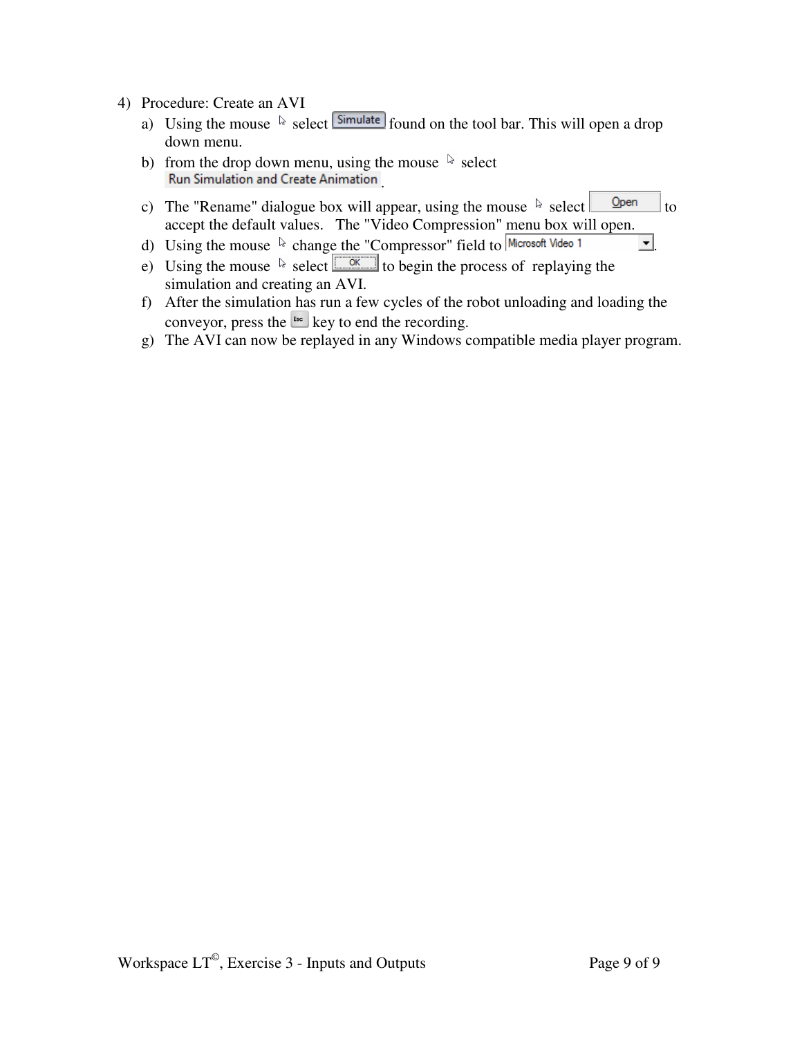4) Procedure: Create an AVI

   a) Using the mouse select Simulate found on the tool bar. This will open a drop down menu.
   b) from the drop down menu, using the mouse select Run Simulation and Create Animation.
   c) The "Rename" dialogue box will appear, using the mouse select Open to accept the default values. The "Video Compression" menu box will open.
   d) Using the mouse change the "Compressor" field to Microsoft Video 1.
   e) Using the mouse select OK to begin the process of replaying the simulation and creating an AVI.
   f) After the simulation has run a few cycles of the robot unloading and loading the conveyor, press the Esc key to end the recording.
   g) The AVI can now be replayed in any Windows compatible media player program.